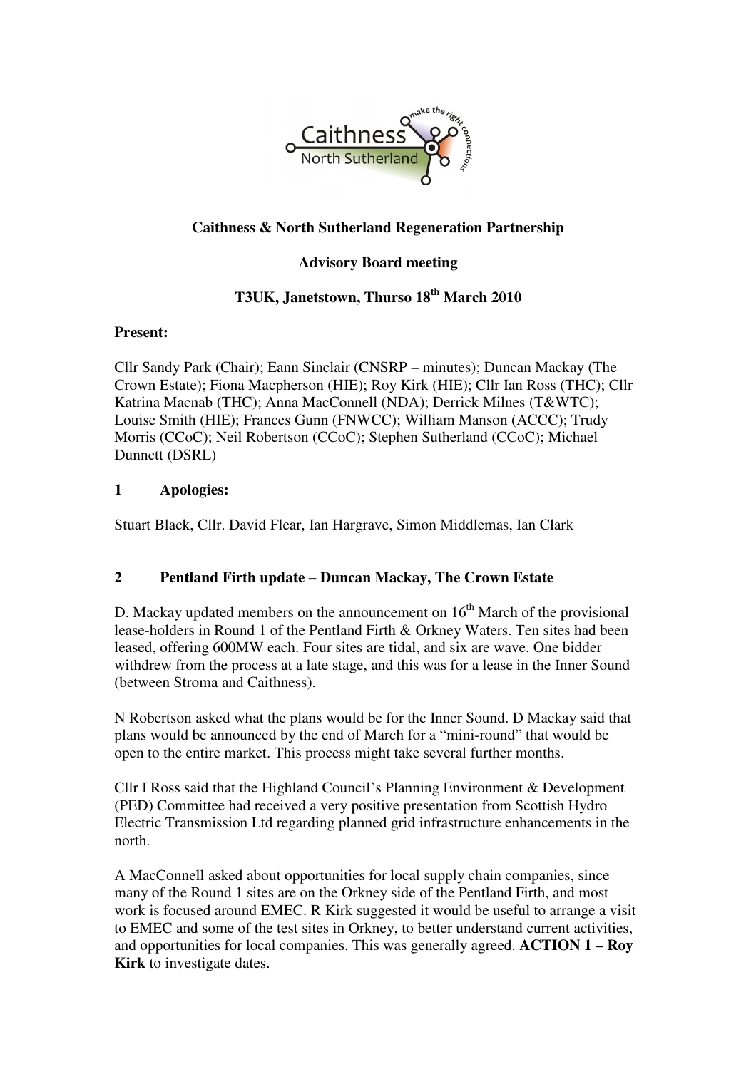**Caithness & North Sutherland Regeneration Partnership**

**Advisory Board meeting**

**T3UK, Janetstown, Thurso 18th March 2010**

**Present:**

Cllr Sandy Park (Chair); Eann Sinclair (CNSRP – minutes); Duncan Mackay (The Crown Estate); Fiona Macpherson (HIE); Roy Kirk (HIE); Cllr Ian Ross (THC); Cllr Katrina Macnab (THC); Anna MacConnell (NDA); Derrick Milnes (T&WTC); Louise Smith (HIE); Frances Gunn (FNWCC); William Manson (ACCC); Trudy Morris (CCoC); Neil Robertson (CCoC); Stephen Sutherland (CCoC); Michael Dunnett (DSRL)

## 1 Apologies:

Stuart Black, Cllr. David Flear, Ian Hargrave, Simon Middlemas, Ian Clark

## 2 Pentland Firth update – Duncan Mackay, The Crown Estate

D. Mackay updated members on the announcement on 16th March of the provisional lease-holders in Round 1 of the Pentland Firth & Orkney Waters. Ten sites had been leased, offering 600MW each. Four sites are tidal, and six are wave. One bidder withdrew from the process at a late stage, and this was for a lease in the Inner Sound (between Stroma and Caithness).

N Robertson asked what the plans would be for the Inner Sound. D Mackay said that plans would be announced by the end of March for a "mini-round" that would be open to the entire market. This process might take several further months.

Cllr I Ross said that the Highland Council's Planning Environment & Development (PED) Committee had received a very positive presentation from Scottish Hydro Electric Transmission Ltd regarding planned grid infrastructure enhancements in the north.

A MacConnell asked about opportunities for local supply chain companies, since many of the Round 1 sites are on the Orkney side of the Pentland Firth, and most work is focused around EMEC. R Kirk suggested it would be useful to arrange a visit to EMEC and some of the test sites in Orkney, to better understand current activities, and opportunities for local companies. This was generally agreed. **ACTION 1 – Roy Kirk** to investigate dates.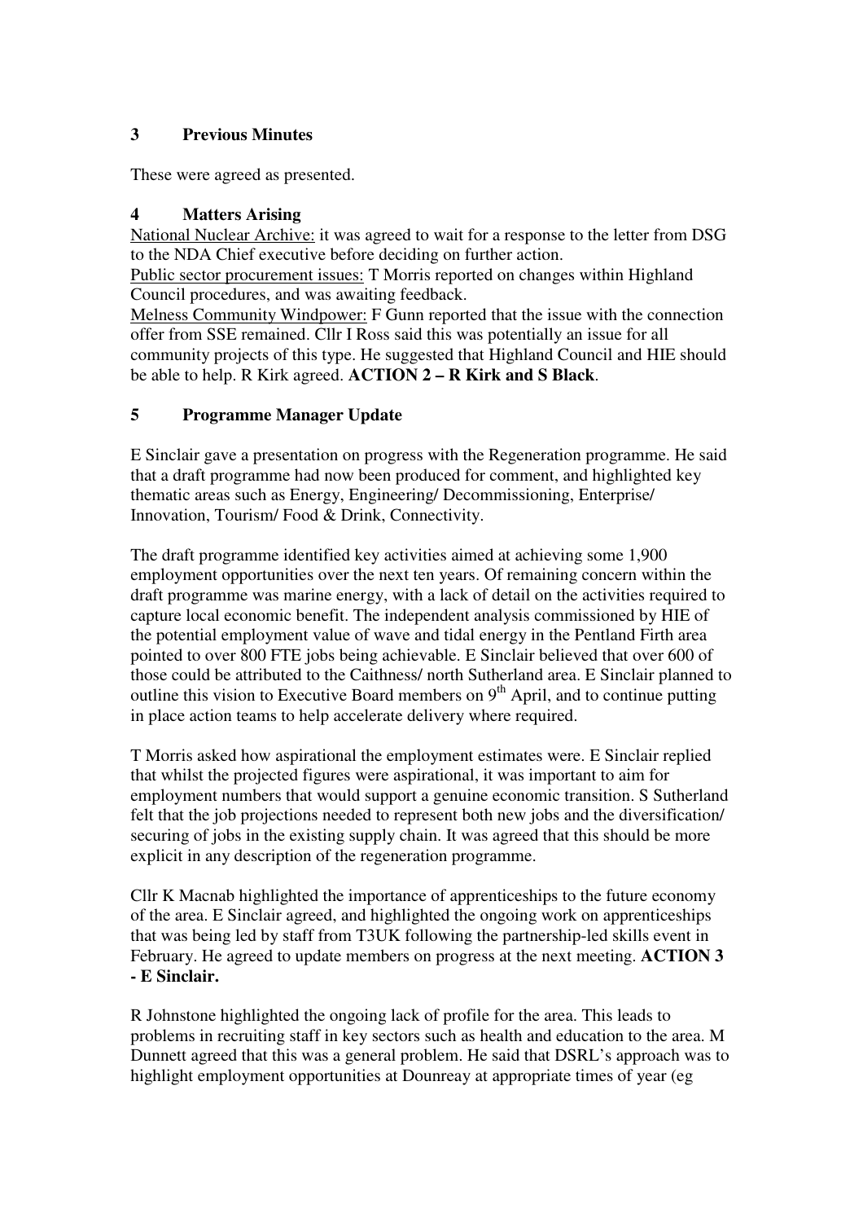## 3 Previous Minutes

These were agreed as presented.

## 4 Matters Arising

National Nuclear Archive: it was agreed to wait for a response to the letter from DSG to the NDA Chief executive before deciding on further action.
Public sector procurement issues: T Morris reported on changes within Highland Council procedures, and was awaiting feedback.
Melness Community Windpower: F Gunn reported that the issue with the connection offer from SSE remained. Cllr I Ross said this was potentially an issue for all community projects of this type. He suggested that Highland Council and HIE should be able to help. R Kirk agreed. **ACTION 2 – R Kirk and S Black**.

## 5 Programme Manager Update

E Sinclair gave a presentation on progress with the Regeneration programme. He said that a draft programme had now been produced for comment, and highlighted key thematic areas such as Energy, Engineering/ Decommissioning, Enterprise/ Innovation, Tourism/ Food & Drink, Connectivity.

The draft programme identified key activities aimed at achieving some 1,900 employment opportunities over the next ten years. Of remaining concern within the draft programme was marine energy, with a lack of detail on the activities required to capture local economic benefit. The independent analysis commissioned by HIE of the potential employment value of wave and tidal energy in the Pentland Firth area pointed to over 800 FTE jobs being achievable. E Sinclair believed that over 600 of those could be attributed to the Caithness/ north Sutherland area. E Sinclair planned to outline this vision to Executive Board members on 9th April, and to continue putting in place action teams to help accelerate delivery where required.

T Morris asked how aspirational the employment estimates were. E Sinclair replied that whilst the projected figures were aspirational, it was important to aim for employment numbers that would support a genuine economic transition. S Sutherland felt that the job projections needed to represent both new jobs and the diversification/ securing of jobs in the existing supply chain. It was agreed that this should be more explicit in any description of the regeneration programme.

Cllr K Macnab highlighted the importance of apprenticeships to the future economy of the area. E Sinclair agreed, and highlighted the ongoing work on apprenticeships that was being led by staff from T3UK following the partnership-led skills event in February. He agreed to update members on progress at the next meeting. **ACTION 3 - E Sinclair.**

R Johnstone highlighted the ongoing lack of profile for the area. This leads to problems in recruiting staff in key sectors such as health and education to the area. M Dunnett agreed that this was a general problem. He said that DSRL's approach was to highlight employment opportunities at Dounreay at appropriate times of year (eg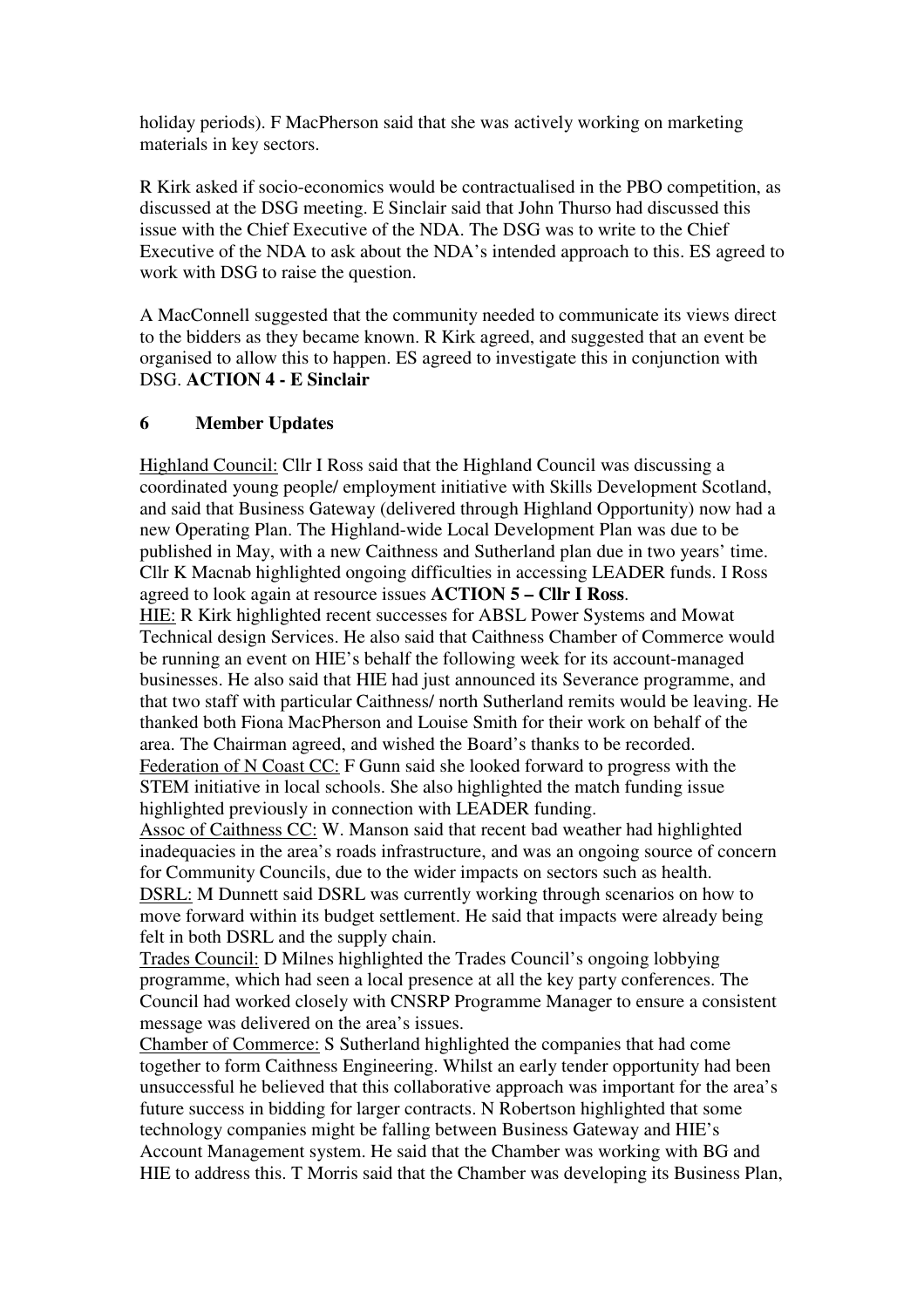holiday periods). F MacPherson said that she was actively working on marketing materials in key sectors.

R Kirk asked if socio-economics would be contractualised in the PBO competition, as discussed at the DSG meeting. E Sinclair said that John Thurso had discussed this issue with the Chief Executive of the NDA. The DSG was to write to the Chief Executive of the NDA to ask about the NDA's intended approach to this. ES agreed to work with DSG to raise the question.

A MacConnell suggested that the community needed to communicate its views direct to the bidders as they became known. R Kirk agreed, and suggested that an event be organised to allow this to happen. ES agreed to investigate this in conjunction with DSG. **ACTION 4 - E Sinclair**

## 6 Member Updates

Highland Council: Cllr I Ross said that the Highland Council was discussing a coordinated young people/ employment initiative with Skills Development Scotland, and said that Business Gateway (delivered through Highland Opportunity) now had a new Operating Plan. The Highland-wide Local Development Plan was due to be published in May, with a new Caithness and Sutherland plan due in two years' time. Cllr K Macnab highlighted ongoing difficulties in accessing LEADER funds. I Ross agreed to look again at resource issues **ACTION 5 – Cllr I Ross**.

HIE: R Kirk highlighted recent successes for ABSL Power Systems and Mowat Technical design Services. He also said that Caithness Chamber of Commerce would be running an event on HIE's behalf the following week for its account-managed businesses. He also said that HIE had just announced its Severance programme, and that two staff with particular Caithness/ north Sutherland remits would be leaving. He thanked both Fiona MacPherson and Louise Smith for their work on behalf of the area. The Chairman agreed, and wished the Board's thanks to be recorded.

Federation of N Coast CC: F Gunn said she looked forward to progress with the STEM initiative in local schools. She also highlighted the match funding issue highlighted previously in connection with LEADER funding.

Assoc of Caithness CC: W. Manson said that recent bad weather had highlighted inadequacies in the area's roads infrastructure, and was an ongoing source of concern for Community Councils, due to the wider impacts on sectors such as health.

DSRL: M Dunnett said DSRL was currently working through scenarios on how to move forward within its budget settlement. He said that impacts were already being felt in both DSRL and the supply chain.

Trades Council: D Milnes highlighted the Trades Council's ongoing lobbying programme, which had seen a local presence at all the key party conferences. The Council had worked closely with CNSRP Programme Manager to ensure a consistent message was delivered on the area's issues.

Chamber of Commerce: S Sutherland highlighted the companies that had come together to form Caithness Engineering. Whilst an early tender opportunity had been unsuccessful he believed that this collaborative approach was important for the area's future success in bidding for larger contracts. N Robertson highlighted that some technology companies might be falling between Business Gateway and HIE's Account Management system. He said that the Chamber was working with BG and HIE to address this. T Morris said that the Chamber was developing its Business Plan,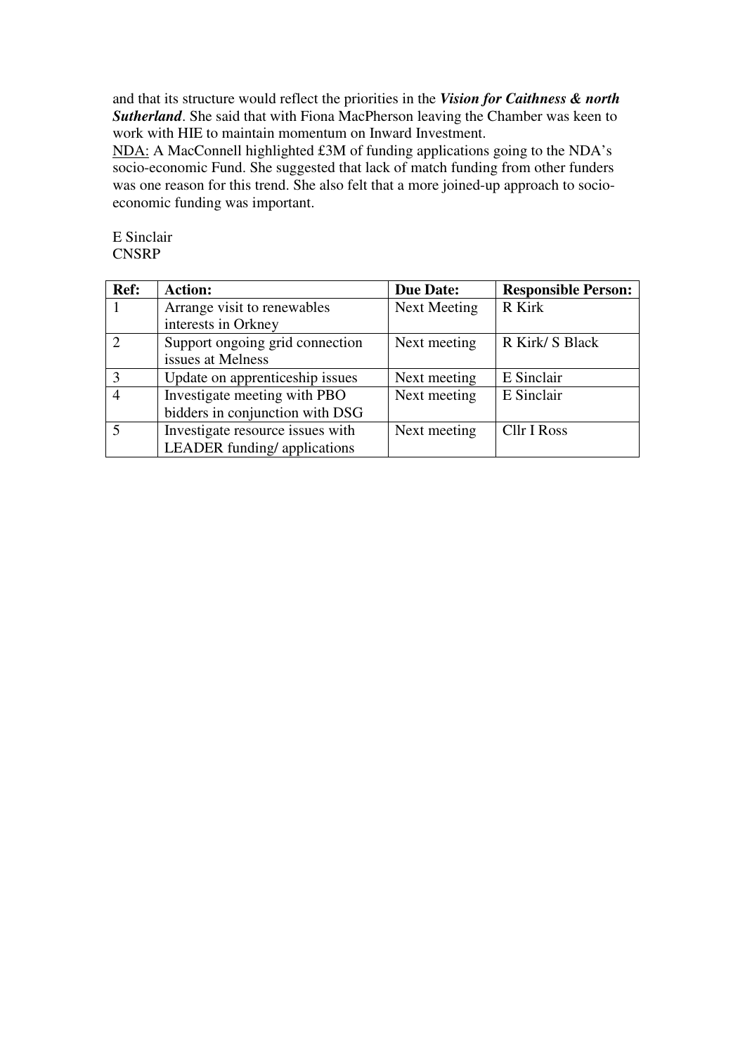and that its structure would reflect the priorities in the ***Vision for Caithness & north Sutherland***. She said that with Fiona MacPherson leaving the Chamber was keen to work with HIE to maintain momentum on Inward Investment.

<u>NDA:</u> A MacConnell highlighted £3M of funding applications going to the NDA's socio-economic Fund. She suggested that lack of match funding from other funders was one reason for this trend. She also felt that a more joined-up approach to socio-economic funding was important.

E Sinclair
CNSRP

| Ref: | Action: | Due Date: | Responsible Person: |
|---|---|---|---|
| 1 | Arrange visit to renewables interests in Orkney | Next Meeting | R Kirk |
| 2 | Support ongoing grid connection issues at Melness | Next meeting | R Kirk/ S Black |
| 3 | Update on apprenticeship issues | Next meeting | E Sinclair |
| 4 | Investigate meeting with PBO bidders in conjunction with DSG | Next meeting | E Sinclair |
| 5 | Investigate resource issues with LEADER funding/ applications | Next meeting | Cllr I Ross |